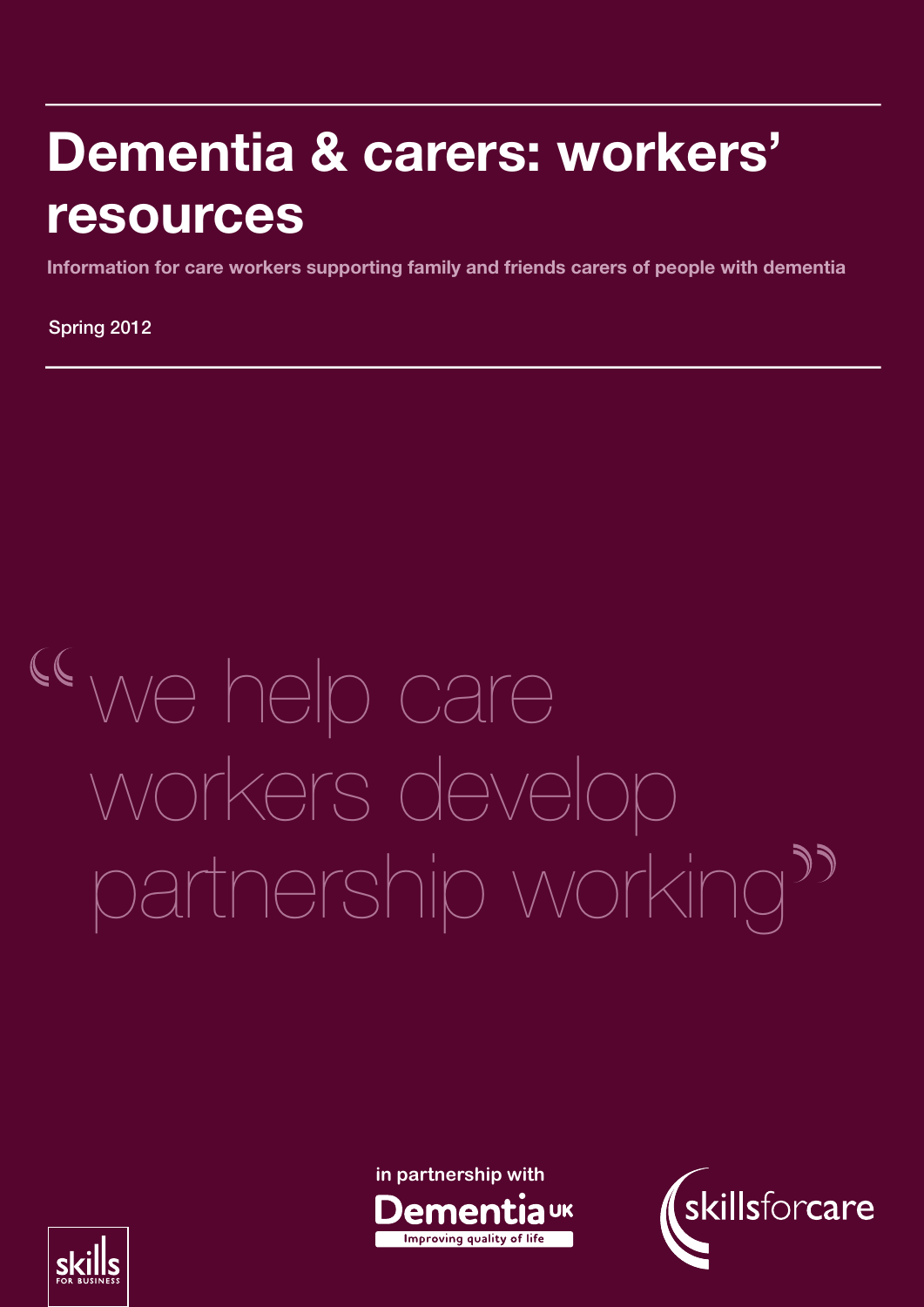# Dementia & carers: workers' resources

**Information for care workers supporting family and friends carers of people with dementia**

Spring 2012

"we help care workers develop partnership working"

in partnership with Dementia UK — Improving quality of life

skillsforcare

skills FOR BUSINESS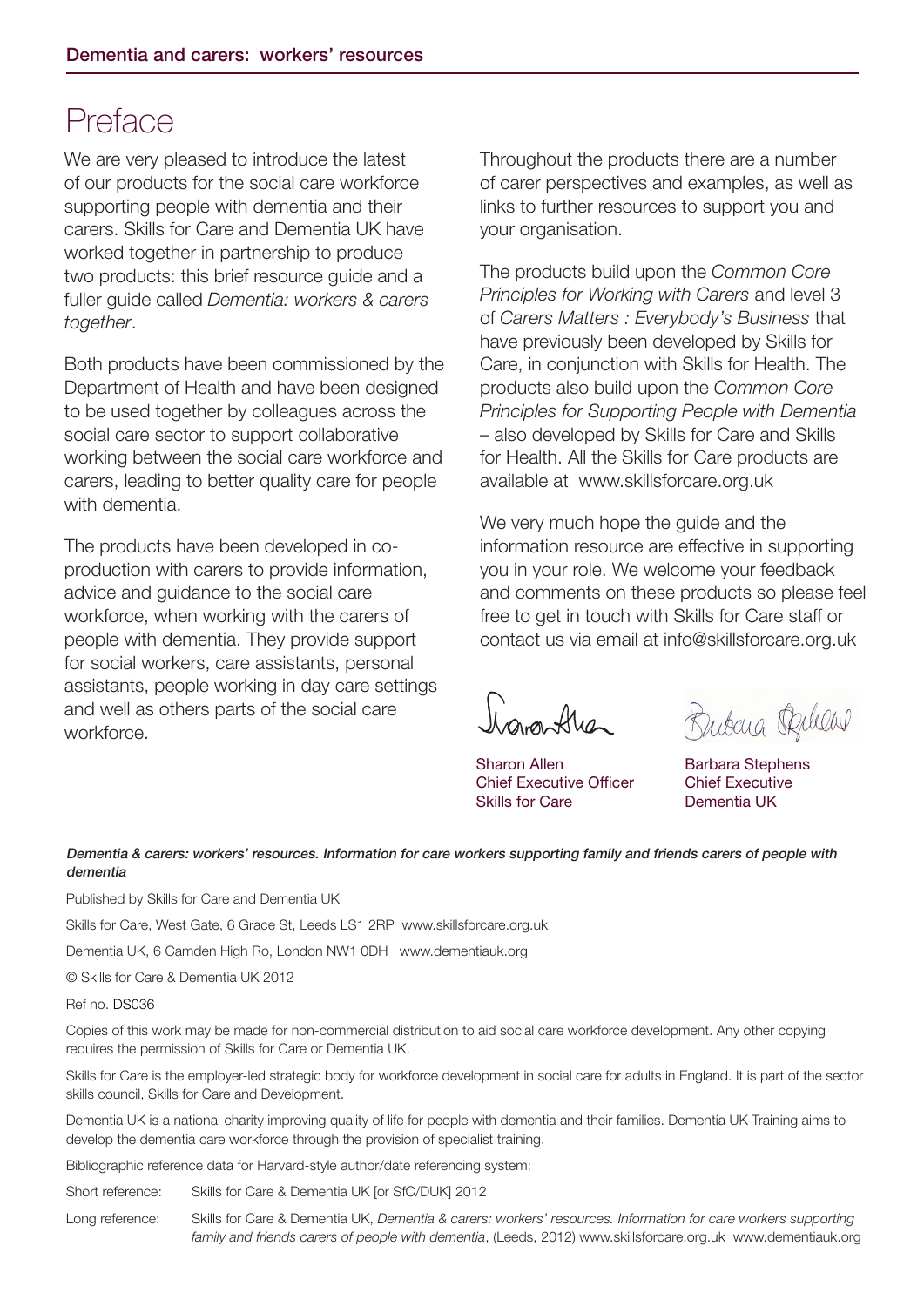# Preface

We are very pleased to introduce the latest of our products for the social care workforce supporting people with dementia and their carers. Skills for Care and Dementia UK have worked together in partnership to produce two products: this brief resource guide and a fuller guide called *Dementia: workers & carers together*.

Both products have been commissioned by the Department of Health and have been designed to be used together by colleagues across the social care sector to support collaborative working between the social care workforce and carers, leading to better quality care for people with dementia.

The products have been developed in co-production with carers to provide information, advice and guidance to the social care workforce, when working with the carers of people with dementia. They provide support for social workers, care assistants, personal assistants, people working in day care settings and well as others parts of the social care workforce.

Throughout the products there are a number of carer perspectives and examples, as well as links to further resources to support you and your organisation.

The products build upon the *Common Core Principles for Working with Carers* and level 3 of *Carers Matters : Everybody's Business* that have previously been developed by Skills for Care, in conjunction with Skills for Health. The products also build upon the *Common Core Principles for Supporting People with Dementia* – also developed by Skills for Care and Skills for Health. All the Skills for Care products are available at www.skillsforcare.org.uk

We very much hope the guide and the information resource are effective in supporting you in your role. We welcome your feedback and comments on these products so please feel free to get in touch with Skills for Care staff or contact us via email at info@skillsforcare.org.uk

Sharon Allen
Chief Executive Officer
Skills for Care

Barbara Stephens
Chief Executive
Dementia UK

***Dementia & carers: workers' resources. Information for care workers supporting family and friends carers of people with dementia***

Published by Skills for Care and Dementia UK

Skills for Care, West Gate, 6 Grace St, Leeds LS1 2RP www.skillsforcare.org.uk

Dementia UK, 6 Camden High Ro, London NW1 0DH www.dementiauk.org

© Skills for Care & Dementia UK 2012

Ref no. DS036

Copies of this work may be made for non-commercial distribution to aid social care workforce development. Any other copying requires the permission of Skills for Care or Dementia UK.

Skills for Care is the employer-led strategic body for workforce development in social care for adults in England. It is part of the sector skills council, Skills for Care and Development.

Dementia UK is a national charity improving quality of life for people with dementia and their families. Dementia UK Training aims to develop the dementia care workforce through the provision of specialist training.

Bibliographic reference data for Harvard-style author/date referencing system:

Short reference: Skills for Care & Dementia UK [or SfC/DUK] 2012

Long reference: Skills for Care & Dementia UK, *Dementia & carers: workers' resources. Information for care workers supporting family and friends carers of people with dementia*, (Leeds, 2012) www.skillsforcare.org.uk www.dementiauk.org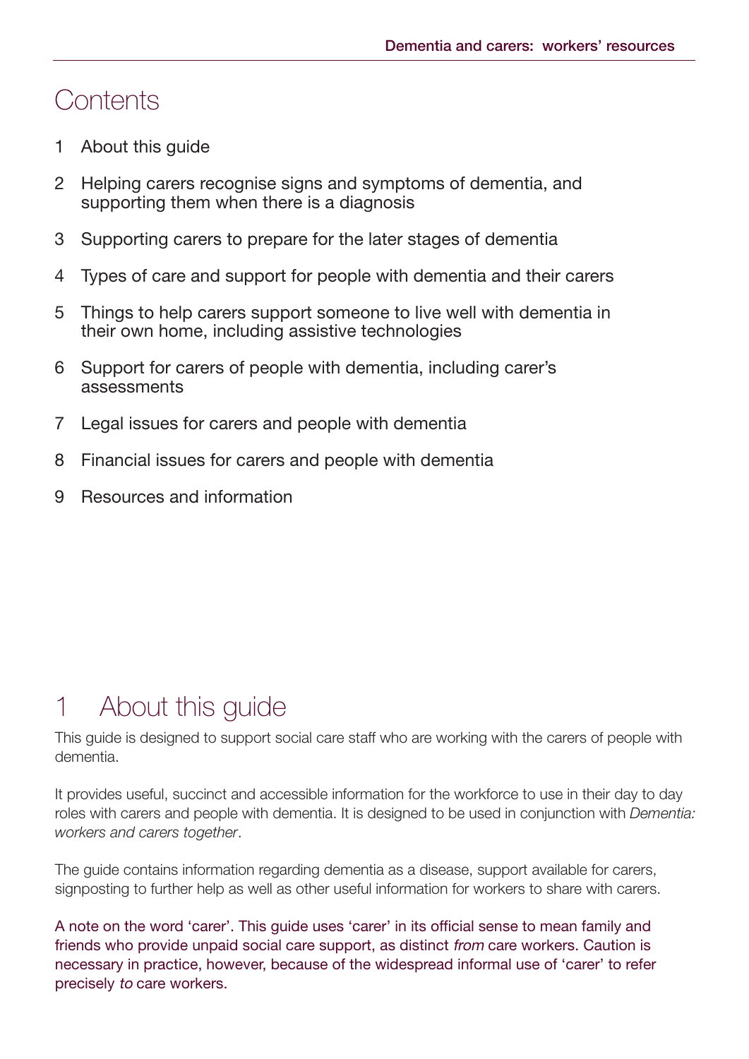# Contents

1 About this guide

2 Helping carers recognise signs and symptoms of dementia, and supporting them when there is a diagnosis

3 Supporting carers to prepare for the later stages of dementia

4 Types of care and support for people with dementia and their carers

5 Things to help carers support someone to live well with dementia in their own home, including assistive technologies

6 Support for carers of people with dementia, including carer's assessments

7 Legal issues for carers and people with dementia

8 Financial issues for carers and people with dementia

9 Resources and information

# 1 About this guide

This guide is designed to support social care staff who are working with the carers of people with dementia.

It provides useful, succinct and accessible information for the workforce to use in their day to day roles with carers and people with dementia. It is designed to be used in conjunction with *Dementia: workers and carers together*.

The guide contains information regarding dementia as a disease, support available for carers, signposting to further help as well as other useful information for workers to share with carers.

A note on the word 'carer'. This guide uses 'carer' in its official sense to mean family and friends who provide unpaid social care support, as distinct *from* care workers. Caution is necessary in practice, however, because of the widespread informal use of 'carer' to refer precisely *to* care workers.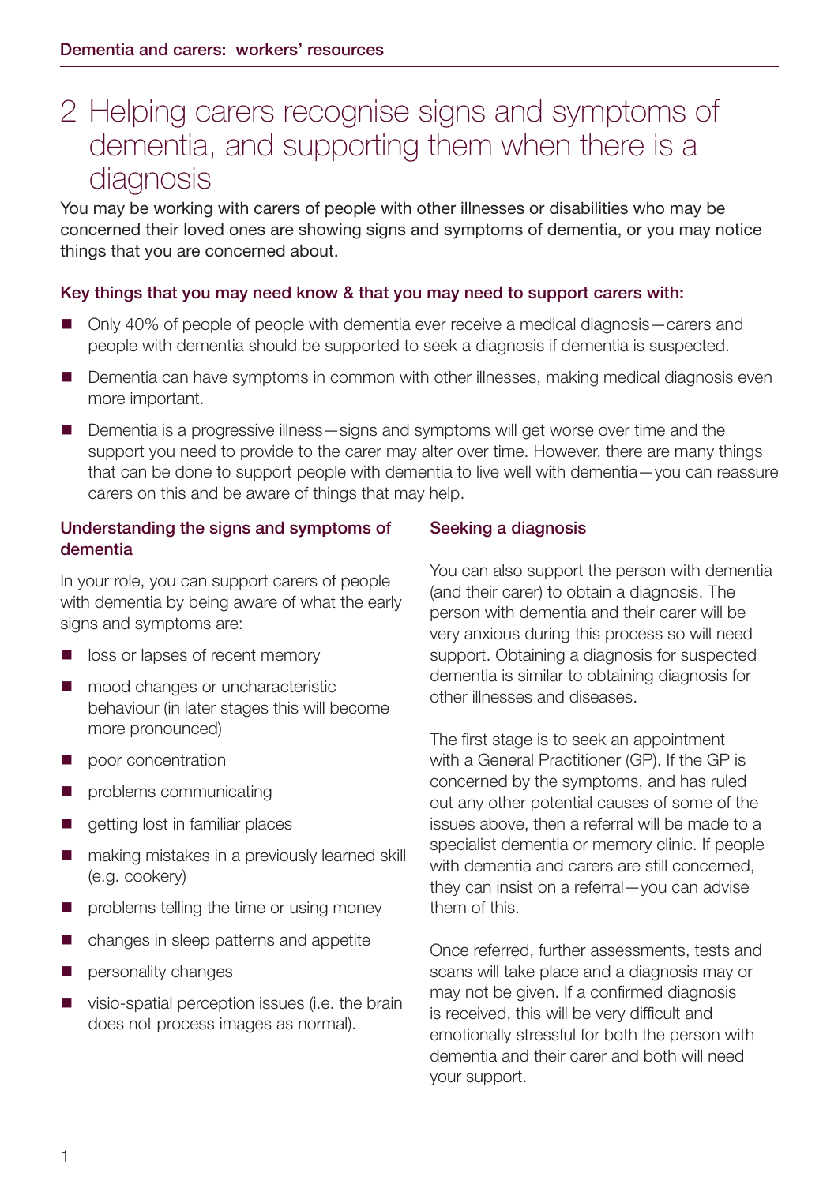# 2 Helping carers recognise signs and symptoms of dementia, and supporting them when there is a diagnosis

You may be working with carers of people with other illnesses or disabilities who may be concerned their loved ones are showing signs and symptoms of dementia, or you may notice things that you are concerned about.

### Key things that you may need know & that you may need to support carers with:

- Only 40% of people of people with dementia ever receive a medical diagnosis—carers and people with dementia should be supported to seek a diagnosis if dementia is suspected.
- Dementia can have symptoms in common with other illnesses, making medical diagnosis even more important.
- Dementia is a progressive illness—signs and symptoms will get worse over time and the support you need to provide to the carer may alter over time. However, there are many things that can be done to support people with dementia to live well with dementia—you can reassure carers on this and be aware of things that may help.

### Understanding the signs and symptoms of dementia

In your role, you can support carers of people with dementia by being aware of what the early signs and symptoms are:

- loss or lapses of recent memory
- mood changes or uncharacteristic behaviour (in later stages this will become more pronounced)
- poor concentration
- problems communicating
- getting lost in familiar places
- making mistakes in a previously learned skill (e.g. cookery)
- problems telling the time or using money
- changes in sleep patterns and appetite
- personality changes
- visio-spatial perception issues (i.e. the brain does not process images as normal).

### Seeking a diagnosis

You can also support the person with dementia (and their carer) to obtain a diagnosis. The person with dementia and their carer will be very anxious during this process so will need support. Obtaining a diagnosis for suspected dementia is similar to obtaining diagnosis for other illnesses and diseases.

The first stage is to seek an appointment with a General Practitioner (GP). If the GP is concerned by the symptoms, and has ruled out any other potential causes of some of the issues above, then a referral will be made to a specialist dementia or memory clinic. If people with dementia and carers are still concerned, they can insist on a referral—you can advise them of this.

Once referred, further assessments, tests and scans will take place and a diagnosis may or may not be given. If a confirmed diagnosis is received, this will be very difficult and emotionally stressful for both the person with dementia and their carer and both will need your support.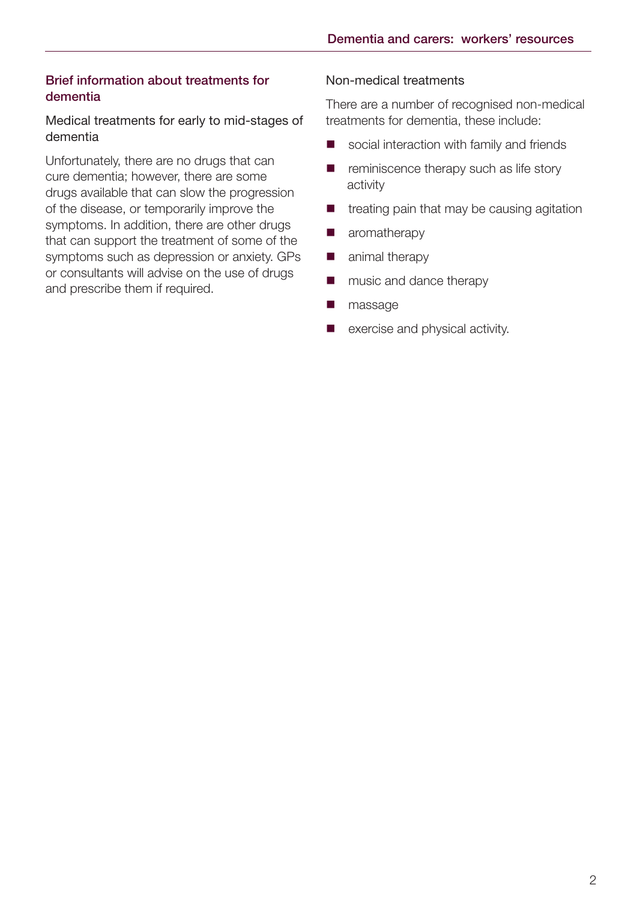## Brief information about treatments for dementia

### Medical treatments for early to mid-stages of dementia

Unfortunately, there are no drugs that can cure dementia; however, there are some drugs available that can slow the progression of the disease, or temporarily improve the symptoms. In addition, there are other drugs that can support the treatment of some of the symptoms such as depression or anxiety. GPs or consultants will advise on the use of drugs and prescribe them if required.

### Non-medical treatments

There are a number of recognised non-medical treatments for dementia, these include:

- social interaction with family and friends
- reminiscence therapy such as life story activity
- treating pain that may be causing agitation
- aromatherapy
- animal therapy
- music and dance therapy
- massage
- exercise and physical activity.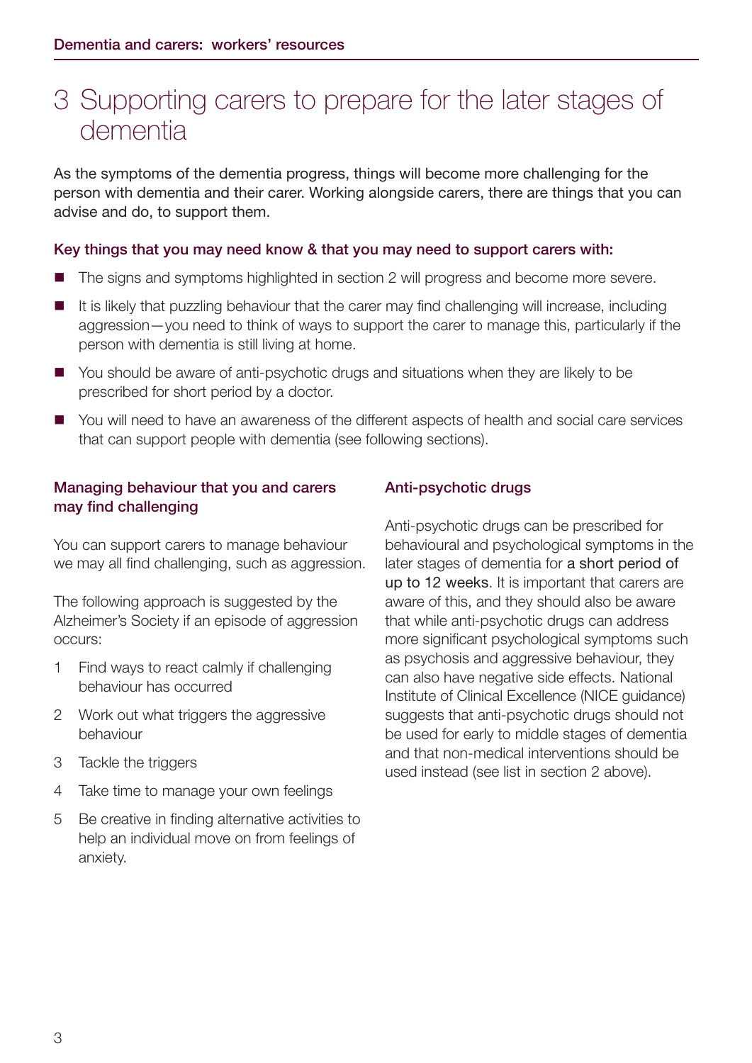# 3 Supporting carers to prepare for the later stages of dementia

As the symptoms of the dementia progress, things will become more challenging for the person with dementia and their carer. Working alongside carers, there are things that you can advise and do, to support them.

### Key things that you may need know & that you may need to support carers with:

- The signs and symptoms highlighted in section 2 will progress and become more severe.
- It is likely that puzzling behaviour that the carer may find challenging will increase, including aggression—you need to think of ways to support the carer to manage this, particularly if the person with dementia is still living at home.
- You should be aware of anti-psychotic drugs and situations when they are likely to be prescribed for short period by a doctor.
- You will need to have an awareness of the different aspects of health and social care services that can support people with dementia (see following sections).

### Managing behaviour that you and carers may find challenging

You can support carers to manage behaviour we may all find challenging, such as aggression.

The following approach is suggested by the Alzheimer's Society if an episode of aggression occurs:

1. Find ways to react calmly if challenging behaviour has occurred
2. Work out what triggers the aggressive behaviour
3. Tackle the triggers
4. Take time to manage your own feelings
5. Be creative in finding alternative activities to help an individual move on from feelings of anxiety.

### Anti-psychotic drugs

Anti-psychotic drugs can be prescribed for behavioural and psychological symptoms in the later stages of dementia for a short period of up to 12 weeks. It is important that carers are aware of this, and they should also be aware that while anti-psychotic drugs can address more significant psychological symptoms such as psychosis and aggressive behaviour, they can also have negative side effects. National Institute of Clinical Excellence (NICE guidance) suggests that anti-psychotic drugs should not be used for early to middle stages of dementia and that non-medical interventions should be used instead (see list in section 2 above).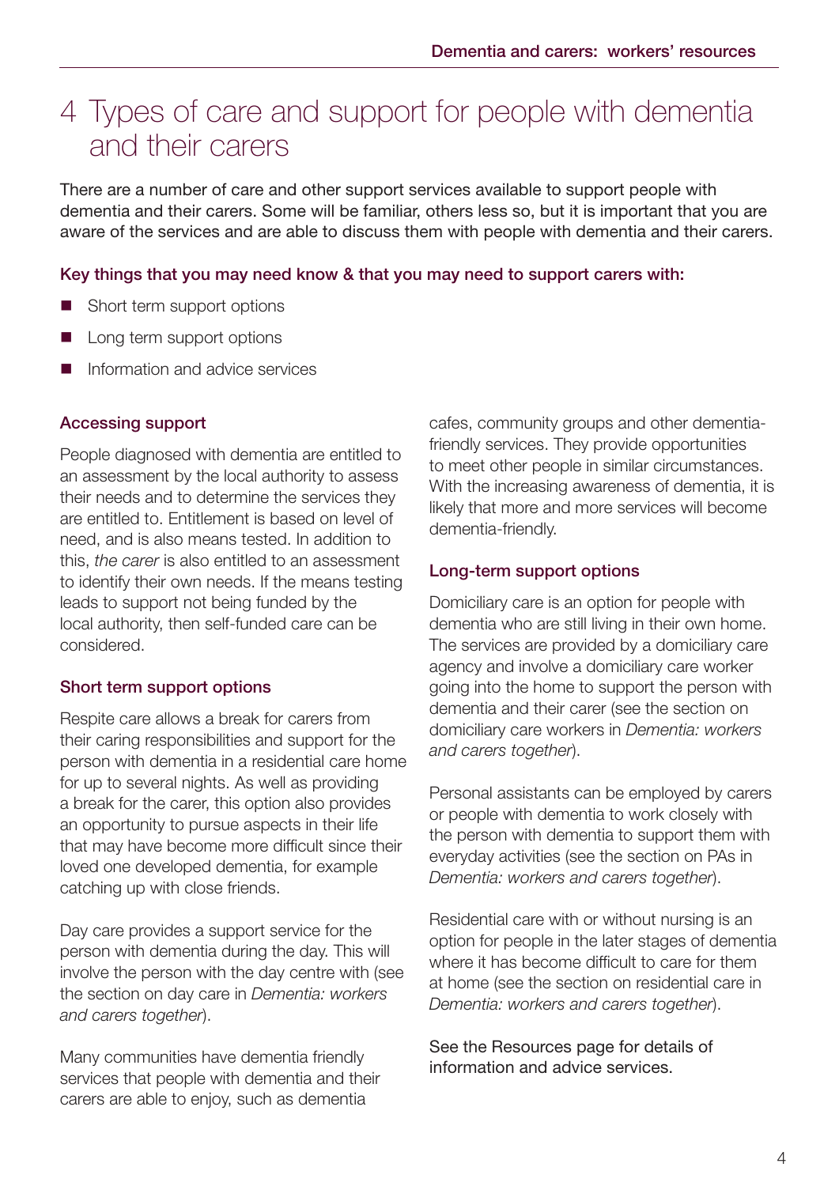# 4 Types of care and support for people with dementia and their carers

There are a number of care and other support services available to support people with dementia and their carers. Some will be familiar, others less so, but it is important that you are aware of the services and are able to discuss them with people with dementia and their carers.

### Key things that you may need know & that you may need to support carers with:

- Short term support options
- Long term support options
- Information and advice services

### Accessing support

People diagnosed with dementia are entitled to an assessment by the local authority to assess their needs and to determine the services they are entitled to. Entitlement is based on level of need, and is also means tested. In addition to this, *the carer* is also entitled to an assessment to identify their own needs. If the means testing leads to support not being funded by the local authority, then self-funded care can be considered.

### Short term support options

Respite care allows a break for carers from their caring responsibilities and support for the person with dementia in a residential care home for up to several nights. As well as providing a break for the carer, this option also provides an opportunity to pursue aspects in their life that may have become more difficult since their loved one developed dementia, for example catching up with close friends.

Day care provides a support service for the person with dementia during the day. This will involve the person with the day centre with (see the section on day care in *Dementia: workers and carers together*).

Many communities have dementia friendly services that people with dementia and their carers are able to enjoy, such as dementia cafes, community groups and other dementia-friendly services. They provide opportunities to meet other people in similar circumstances. With the increasing awareness of dementia, it is likely that more and more services will become dementia-friendly.

### Long-term support options

Domiciliary care is an option for people with dementia who are still living in their own home. The services are provided by a domiciliary care agency and involve a domiciliary care worker going into the home to support the person with dementia and their carer (see the section on domiciliary care workers in *Dementia: workers and carers together*).

Personal assistants can be employed by carers or people with dementia to work closely with the person with dementia to support them with everyday activities (see the section on PAs in *Dementia: workers and carers together*).

Residential care with or without nursing is an option for people in the later stages of dementia where it has become difficult to care for them at home (see the section on residential care in *Dementia: workers and carers together*).

See the Resources page for details of information and advice services.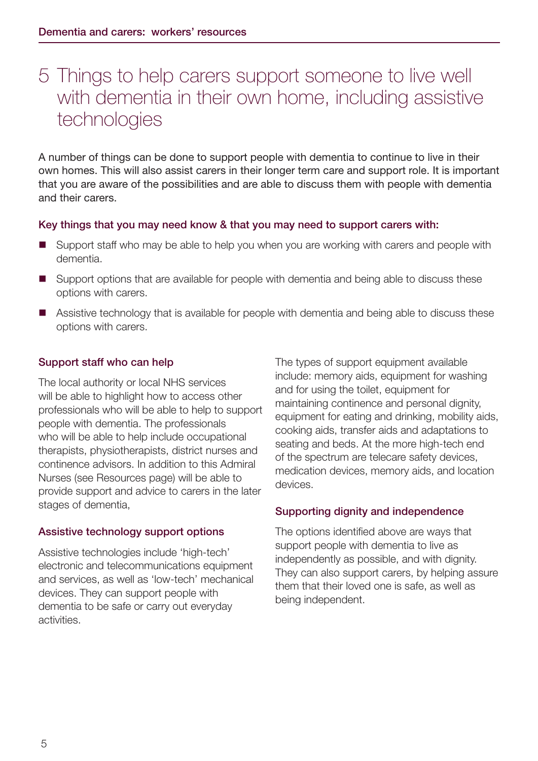# 5 Things to help carers support someone to live well with dementia in their own home, including assistive technologies

A number of things can be done to support people with dementia to continue to live in their own homes. This will also assist carers in their longer term care and support role. It is important that you are aware of the possibilities and are able to discuss them with people with dementia and their carers.

### Key things that you may need know & that you may need to support carers with:

- Support staff who may be able to help you when you are working with carers and people with dementia.
- Support options that are available for people with dementia and being able to discuss these options with carers.
- Assistive technology that is available for people with dementia and being able to discuss these options with carers.

### Support staff who can help

The local authority or local NHS services will be able to highlight how to access other professionals who will be able to help to support people with dementia. The professionals who will be able to help include occupational therapists, physiotherapists, district nurses and continence advisors. In addition to this Admiral Nurses (see Resources page) will be able to provide support and advice to carers in the later stages of dementia,

### Assistive technology support options

Assistive technologies include 'high-tech' electronic and telecommunications equipment and services, as well as 'low-tech' mechanical devices. They can support people with dementia to be safe or carry out everyday activities.

The types of support equipment available include: memory aids, equipment for washing and for using the toilet, equipment for maintaining continence and personal dignity, equipment for eating and drinking, mobility aids, cooking aids, transfer aids and adaptations to seating and beds. At the more high-tech end of the spectrum are telecare safety devices, medication devices, memory aids, and location devices.

### Supporting dignity and independence

The options identified above are ways that support people with dementia to live as independently as possible, and with dignity. They can also support carers, by helping assure them that their loved one is safe, as well as being independent.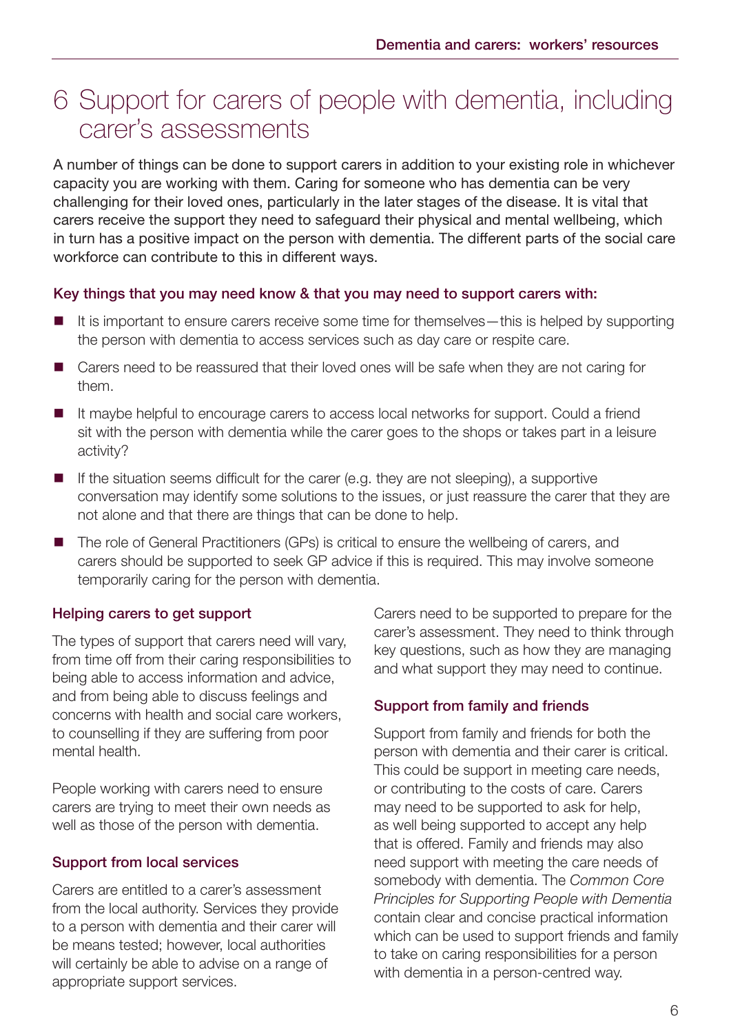# 6 Support for carers of people with dementia, including carer's assessments

A number of things can be done to support carers in addition to your existing role in whichever capacity you are working with them. Caring for someone who has dementia can be very challenging for their loved ones, particularly in the later stages of the disease. It is vital that carers receive the support they need to safeguard their physical and mental wellbeing, which in turn has a positive impact on the person with dementia. The different parts of the social care workforce can contribute to this in different ways.

### Key things that you may need know & that you may need to support carers with:

- It is important to ensure carers receive some time for themselves—this is helped by supporting the person with dementia to access services such as day care or respite care.
- Carers need to be reassured that their loved ones will be safe when they are not caring for them.
- It maybe helpful to encourage carers to access local networks for support. Could a friend sit with the person with dementia while the carer goes to the shops or takes part in a leisure activity?
- If the situation seems difficult for the carer (e.g. they are not sleeping), a supportive conversation may identify some solutions to the issues, or just reassure the carer that they are not alone and that there are things that can be done to help.
- The role of General Practitioners (GPs) is critical to ensure the wellbeing of carers, and carers should be supported to seek GP advice if this is required. This may involve someone temporarily caring for the person with dementia.

### Helping carers to get support

The types of support that carers need will vary, from time off from their caring responsibilities to being able to access information and advice, and from being able to discuss feelings and concerns with health and social care workers, to counselling if they are suffering from poor mental health.

People working with carers need to ensure carers are trying to meet their own needs as well as those of the person with dementia.

### Support from local services

Carers are entitled to a carer's assessment from the local authority. Services they provide to a person with dementia and their carer will be means tested; however, local authorities will certainly be able to advise on a range of appropriate support services.

Carers need to be supported to prepare for the carer's assessment. They need to think through key questions, such as how they are managing and what support they may need to continue.

### Support from family and friends

Support from family and friends for both the person with dementia and their carer is critical. This could be support in meeting care needs, or contributing to the costs of care. Carers may need to be supported to ask for help, as well being supported to accept any help that is offered. Family and friends may also need support with meeting the care needs of somebody with dementia. The *Common Core Principles for Supporting People with Dementia* contain clear and concise practical information which can be used to support friends and family to take on caring responsibilities for a person with dementia in a person-centred way.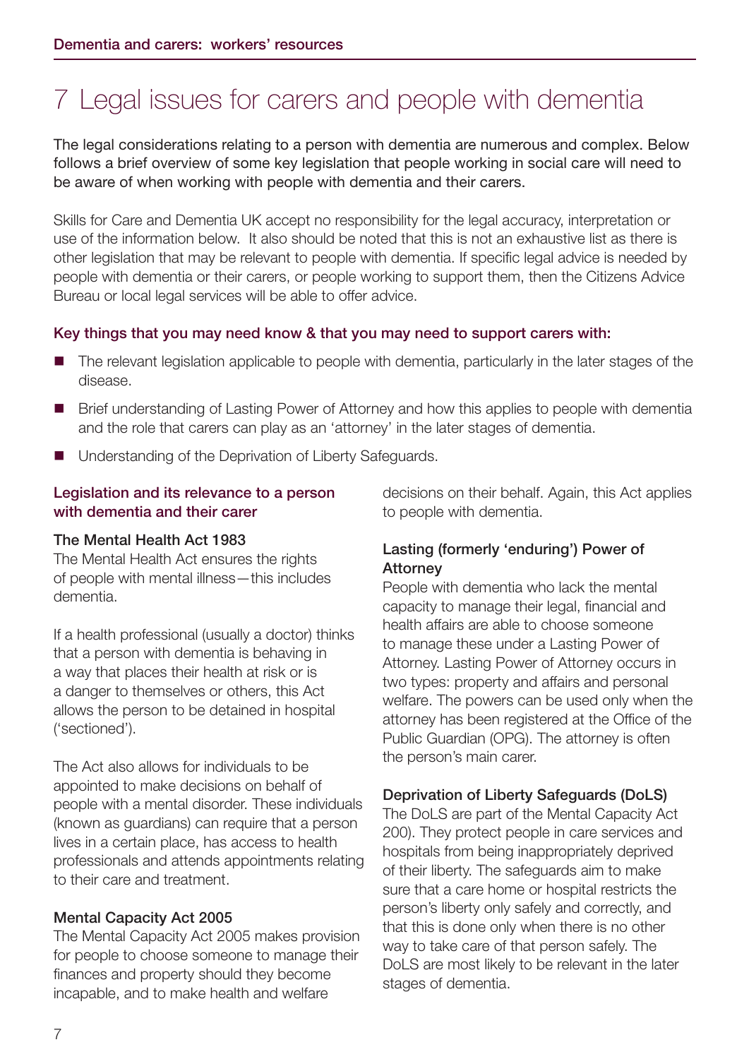# 7 Legal issues for carers and people with dementia

The legal considerations relating to a person with dementia are numerous and complex. Below follows a brief overview of some key legislation that people working in social care will need to be aware of when working with people with dementia and their carers.

Skills for Care and Dementia UK accept no responsibility for the legal accuracy, interpretation or use of the information below. It also should be noted that this is not an exhaustive list as there is other legislation that may be relevant to people with dementia. If specific legal advice is needed by people with dementia or their carers, or people working to support them, then the Citizens Advice Bureau or local legal services will be able to offer advice.

### Key things that you may need know & that you may need to support carers with:

- The relevant legislation applicable to people with dementia, particularly in the later stages of the disease.
- Brief understanding of Lasting Power of Attorney and how this applies to people with dementia and the role that carers can play as an 'attorney' in the later stages of dementia.
- Understanding of the Deprivation of Liberty Safeguards.

### Legislation and its relevance to a person with dementia and their carer

#### The Mental Health Act 1983

The Mental Health Act ensures the rights of people with mental illness—this includes dementia.

If a health professional (usually a doctor) thinks that a person with dementia is behaving in a way that places their health at risk or is a danger to themselves or others, this Act allows the person to be detained in hospital ('sectioned').

The Act also allows for individuals to be appointed to make decisions on behalf of people with a mental disorder. These individuals (known as guardians) can require that a person lives in a certain place, has access to health professionals and attends appointments relating to their care and treatment.

#### Mental Capacity Act 2005

The Mental Capacity Act 2005 makes provision for people to choose someone to manage their finances and property should they become incapable, and to make health and welfare decisions on their behalf. Again, this Act applies to people with dementia.

#### Lasting (formerly 'enduring') Power of Attorney

People with dementia who lack the mental capacity to manage their legal, financial and health affairs are able to choose someone to manage these under a Lasting Power of Attorney. Lasting Power of Attorney occurs in two types: property and affairs and personal welfare. The powers can be used only when the attorney has been registered at the Office of the Public Guardian (OPG). The attorney is often the person's main carer.

#### Deprivation of Liberty Safeguards (DoLS)

The DoLS are part of the Mental Capacity Act 200). They protect people in care services and hospitals from being inappropriately deprived of their liberty. The safeguards aim to make sure that a care home or hospital restricts the person's liberty only safely and correctly, and that this is done only when there is no other way to take care of that person safely. The DoLS are most likely to be relevant in the later stages of dementia.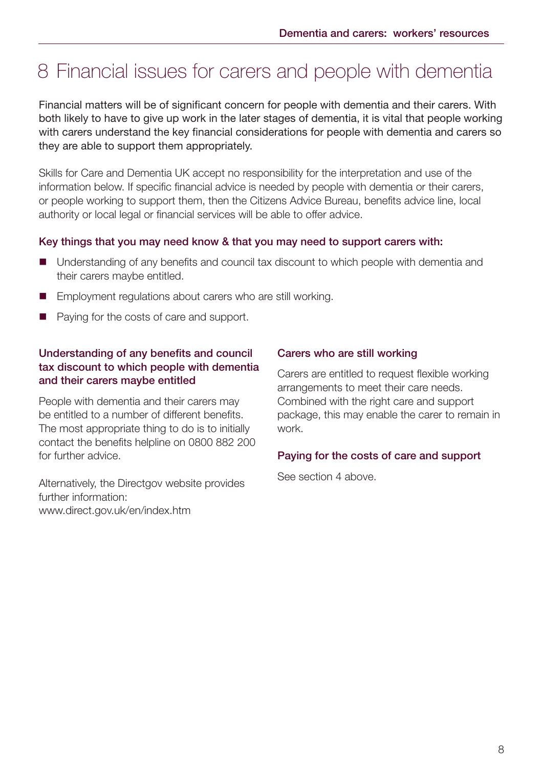# 8 Financial issues for carers and people with dementia

Financial matters will be of significant concern for people with dementia and their carers. With both likely to have to give up work in the later stages of dementia, it is vital that people working with carers understand the key financial considerations for people with dementia and carers so they are able to support them appropriately.

Skills for Care and Dementia UK accept no responsibility for the interpretation and use of the information below. If specific financial advice is needed by people with dementia or their carers, or people working to support them, then the Citizens Advice Bureau, benefits advice line, local authority or local legal or financial services will be able to offer advice.

### Key things that you may need know & that you may need to support carers with:

- Understanding of any benefits and council tax discount to which people with dementia and their carers maybe entitled.
- Employment regulations about carers who are still working.
- Paying for the costs of care and support.

### Understanding of any benefits and council tax discount to which people with dementia and their carers maybe entitled

People with dementia and their carers may be entitled to a number of different benefits. The most appropriate thing to do is to initially contact the benefits helpline on 0800 882 200 for further advice.

Alternatively, the Directgov website provides further information:
www.direct.gov.uk/en/index.htm

### Carers who are still working

Carers are entitled to request flexible working arrangements to meet their care needs. Combined with the right care and support package, this may enable the carer to remain in work.

### Paying for the costs of care and support

See section 4 above.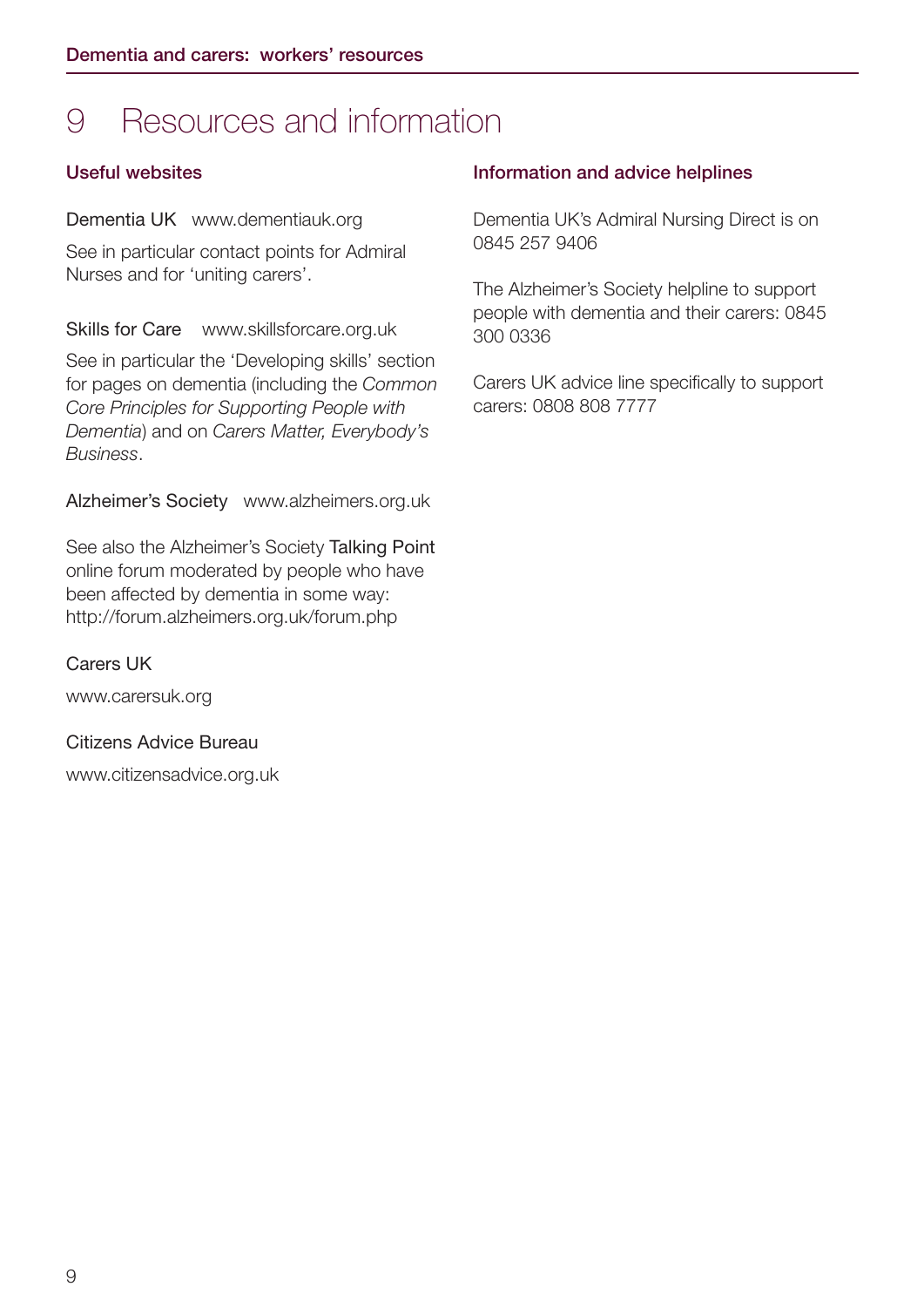# 9 Resources and information

## Useful websites

Dementia UK www.dementiauk.org

See in particular contact points for Admiral Nurses and for 'uniting carers'.

Skills for Care www.skillsforcare.org.uk

See in particular the 'Developing skills' section for pages on dementia (including the *Common Core Principles for Supporting People with Dementia*) and on *Carers Matter, Everybody's Business*.

Alzheimer's Society www.alzheimers.org.uk

See also the Alzheimer's Society Talking Point online forum moderated by people who have been affected by dementia in some way: http://forum.alzheimers.org.uk/forum.php

Carers UK

www.carersuk.org

Citizens Advice Bureau

www.citizensadvice.org.uk

## Information and advice helplines

Dementia UK's Admiral Nursing Direct is on 0845 257 9406

The Alzheimer's Society helpline to support people with dementia and their carers: 0845 300 0336

Carers UK advice line specifically to support carers: 0808 808 7777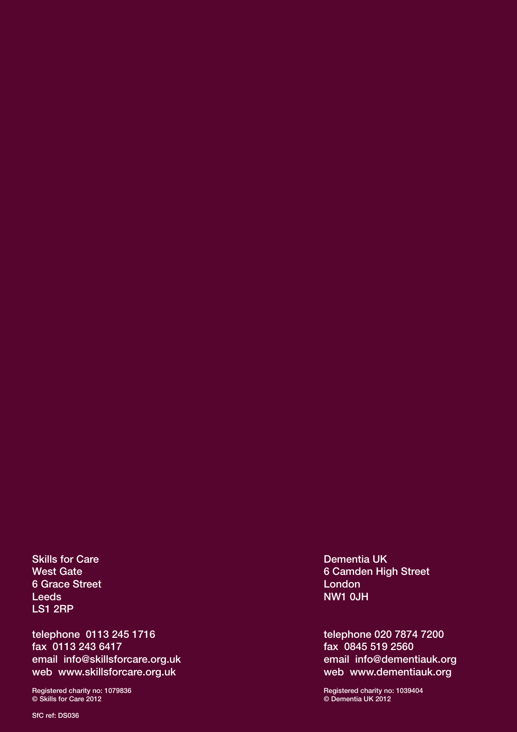Skills for Care
West Gate
6 Grace Street
Leeds
LS1 2RP

telephone 0113 245 1716
fax 0113 243 6417
email info@skillsforcare.org.uk
web www.skillsforcare.org.uk

Registered charity no: 1079836
© Skills for Care 2012

SfC ref: DS036

Dementia UK
6 Camden High Street
London
NW1 0JH

telephone 020 7874 7200
fax 0845 519 2560
email info@dementiauk.org
web www.dementiauk.org

Registered charity no: 1039404
© Dementia UK 2012